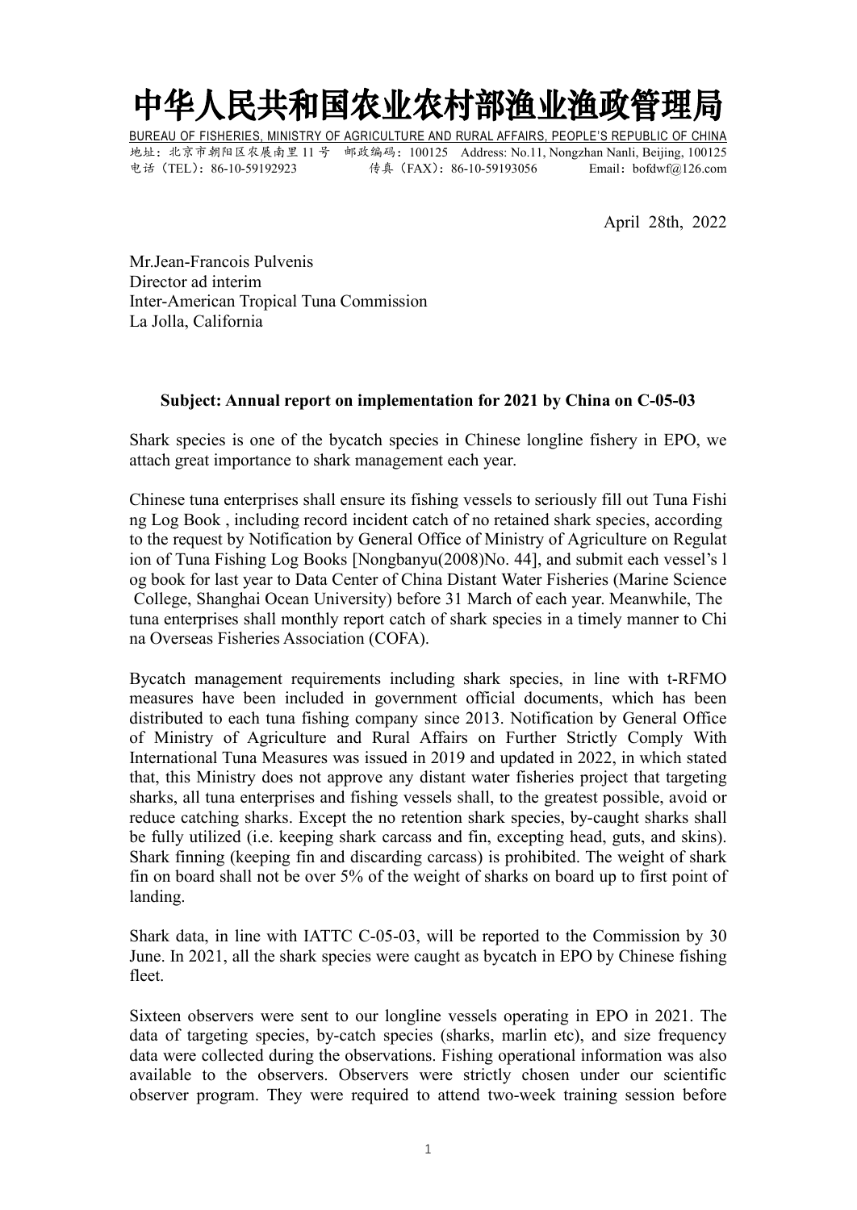# 中华人民共和国农业农村部渔业渔政管理局

BUREAU OF FISHERIES, MINISTRY OF AGRICULTURE AND RURAL AFFAIRS, PEOPLE'S REPUBLIC OF CHINA

地址：北京市朝阳区农展南里 11 号　邮政编码：100125　Address: No.11, Nongzhan Nanli, Beijing, 100125

电话（TEL）：86-10-59192923　　传真（FAX）：86-10-59193056　　Email：bofdwf@126.com

April 28th, 2022

Mr.Jean-Francois Pulvenis
Director ad interim
Inter-American Tropical Tuna Commission
La Jolla, California

**Subject: Annual report on implementation for 2021 by China on C-05-03**

Shark species is one of the bycatch species in Chinese longline fishery in EPO, we attach great importance to shark management each year.

Chinese tuna enterprises shall ensure its fishing vessels to seriously fill out Tuna Fishing Log Book , including record incident catch of no retained shark species, according to the request by Notification by General Office of Ministry of Agriculture on Regulation of Tuna Fishing Log Books [Nongbanyu(2008)No. 44], and submit each vessel's log book for last year to Data Center of China Distant Water Fisheries (Marine Science College, Shanghai Ocean University) before 31 March of each year. Meanwhile, The tuna enterprises shall monthly report catch of shark species in a timely manner to China Overseas Fisheries Association (COFA).

Bycatch management requirements including shark species, in line with t-RFMO measures have been included in government official documents, which has been distributed to each tuna fishing company since 2013. Notification by General Office of Ministry of Agriculture and Rural Affairs on Further Strictly Comply With International Tuna Measures was issued in 2019 and updated in 2022, in which stated that, this Ministry does not approve any distant water fisheries project that targeting sharks, all tuna enterprises and fishing vessels shall, to the greatest possible, avoid or reduce catching sharks. Except the no retention shark species, by-caught sharks shall be fully utilized (i.e. keeping shark carcass and fin, excepting head, guts, and skins). Shark finning (keeping fin and discarding carcass) is prohibited. The weight of shark fin on board shall not be over 5% of the weight of sharks on board up to first point of landing.

Shark data, in line with IATTC C-05-03, will be reported to the Commission by 30 June. In 2021, all the shark species were caught as bycatch in EPO by Chinese fishing fleet.

Sixteen observers were sent to our longline vessels operating in EPO in 2021. The data of targeting species, by-catch species (sharks, marlin etc), and size frequency data were collected during the observations. Fishing operational information was also available to the observers. Observers were strictly chosen under our scientific observer program. They were required to attend two-week training session before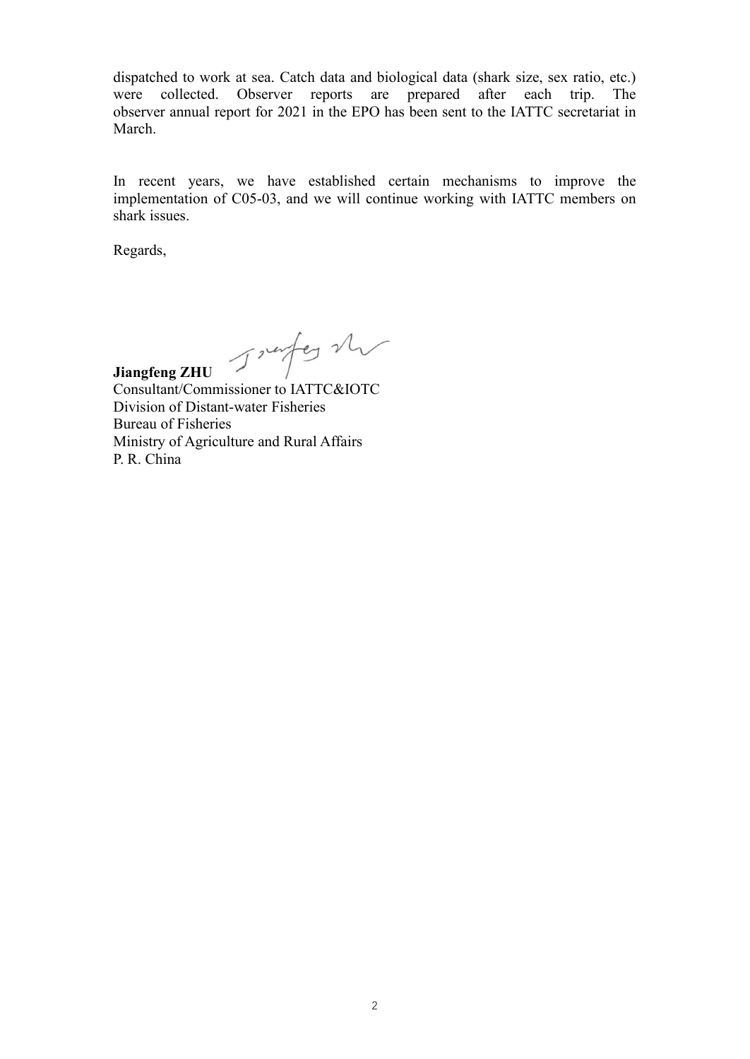dispatched to work at sea. Catch data and biological data (shark size, sex ratio, etc.) were collected. Observer reports are prepared after each trip. The observer annual report for 2021 in the EPO has been sent to the IATTC secretariat in March.

In recent years, we have established certain mechanisms to improve the implementation of C05-03, and we will continue working with IATTC members on shark issues.

Regards,

**Jiangfeng ZHU**
Consultant/Commissioner to IATTC&IOTC
Division of Distant-water Fisheries
Bureau of Fisheries
Ministry of Agriculture and Rural Affairs
P. R. China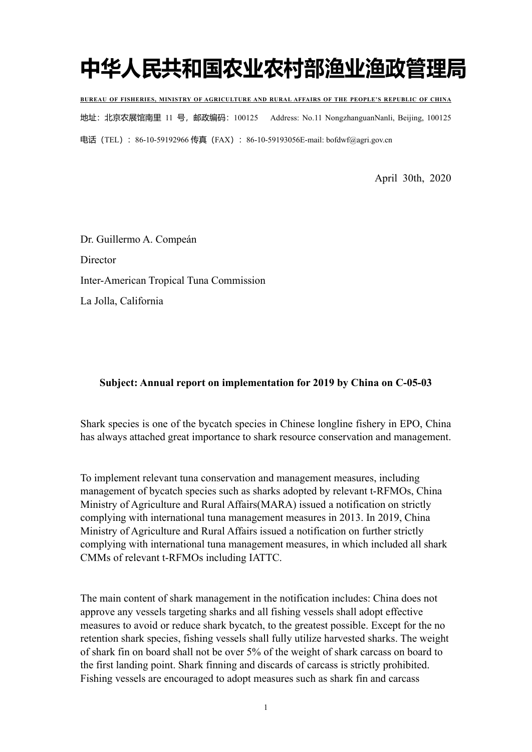# 中华人民共和国农业农村部渔业渔政管理局

**BUREAU OF FISHERIES, MINISTRY OF AGRICULTURE AND RURAL AFFAIRS OF THE PEOPLE'S REPUBLIC OF CHINA**

地址：北京农展馆南里 11 号，邮政编码：100125　　Address: No.11 NongzhanguanNanli, Beijing, 100125

电话（TEL）：86-10-59192966 传真（FAX）：86-10-59193056E-mail: bofdwf@agri.gov.cn

April 30th, 2020

Dr. Guillermo A. Compeán

Director

Inter-American Tropical Tuna Commission

La Jolla, California

**Subject: Annual report on implementation for 2019 by China on C-05-03**

Shark species is one of the bycatch species in Chinese longline fishery in EPO, China has always attached great importance to shark resource conservation and management.

To implement relevant tuna conservation and management measures, including management of bycatch species such as sharks adopted by relevant t-RFMOs, China Ministry of Agriculture and Rural Affairs(MARA) issued a notification on strictly complying with international tuna management measures in 2013. In 2019, China Ministry of Agriculture and Rural Affairs issued a notification on further strictly complying with international tuna management measures, in which included all shark CMMs of relevant t-RFMOs including IATTC.

The main content of shark management in the notification includes: China does not approve any vessels targeting sharks and all fishing vessels shall adopt effective measures to avoid or reduce shark bycatch, to the greatest possible. Except for the no retention shark species, fishing vessels shall fully utilize harvested sharks. The weight of shark fin on board shall not be over 5% of the weight of shark carcass on board to the first landing point. Shark finning and discards of carcass is strictly prohibited. Fishing vessels are encouraged to adopt measures such as shark fin and carcass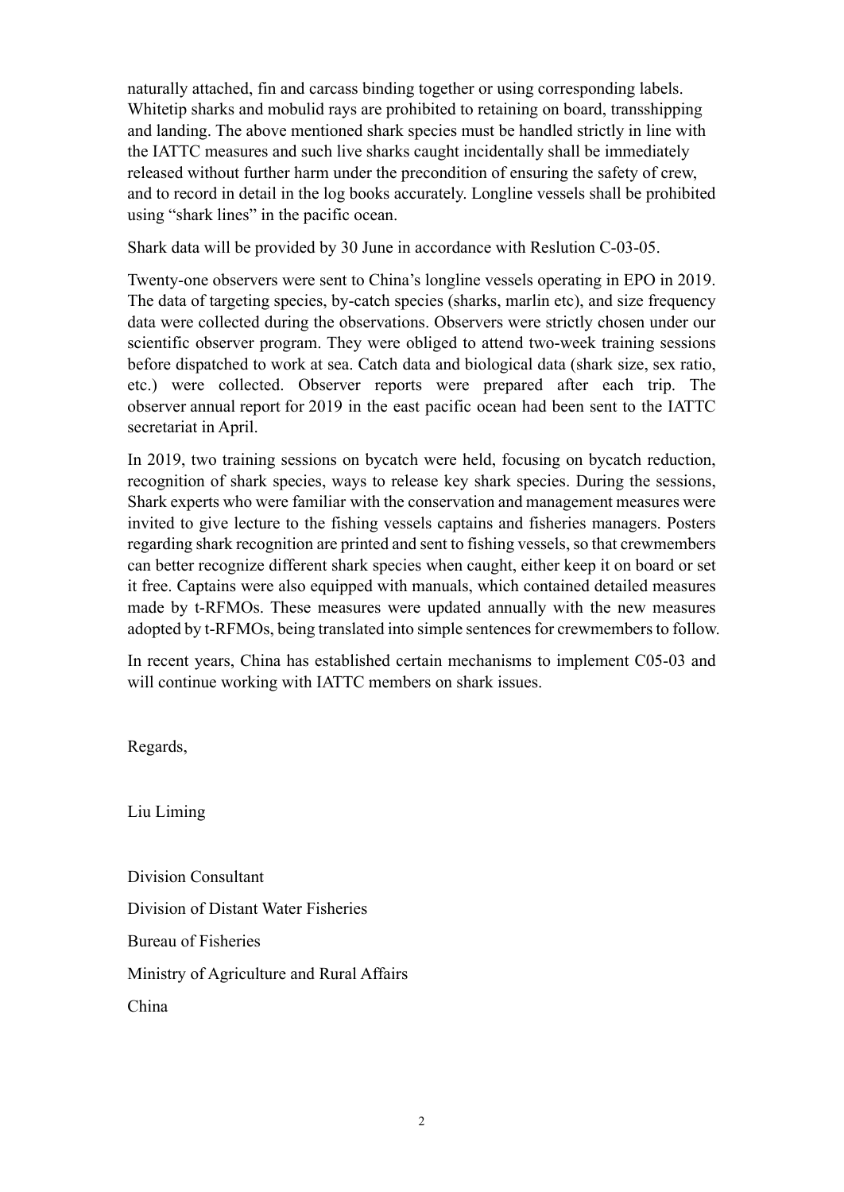naturally attached, fin and carcass binding together or using corresponding labels. Whitetip sharks and mobulid rays are prohibited to retaining on board, transshipping and landing. The above mentioned shark species must be handled strictly in line with the IATTC measures and such live sharks caught incidentally shall be immediately released without further harm under the precondition of ensuring the safety of crew, and to record in detail in the log books accurately. Longline vessels shall be prohibited using "shark lines" in the pacific ocean.

Shark data will be provided by 30 June in accordance with Reslution C-03-05.

Twenty-one observers were sent to China's longline vessels operating in EPO in 2019. The data of targeting species, by-catch species (sharks, marlin etc), and size frequency data were collected during the observations. Observers were strictly chosen under our scientific observer program. They were obliged to attend two-week training sessions before dispatched to work at sea. Catch data and biological data (shark size, sex ratio, etc.) were collected. Observer reports were prepared after each trip. The observer annual report for 2019 in the east pacific ocean had been sent to the IATTC secretariat in April.

In 2019, two training sessions on bycatch were held, focusing on bycatch reduction, recognition of shark species, ways to release key shark species. During the sessions, Shark experts who were familiar with the conservation and management measures were invited to give lecture to the fishing vessels captains and fisheries managers. Posters regarding shark recognition are printed and sent to fishing vessels, so that crewmembers can better recognize different shark species when caught, either keep it on board or set it free. Captains were also equipped with manuals, which contained detailed measures made by t-RFMOs. These measures were updated annually with the new measures adopted by t-RFMOs, being translated into simple sentences for crewmembers to follow.

In recent years, China has established certain mechanisms to implement C05-03 and will continue working with IATTC members on shark issues.

Regards,

Liu Liming

Division Consultant

Division of Distant Water Fisheries

Bureau of Fisheries

Ministry of Agriculture and Rural Affairs

China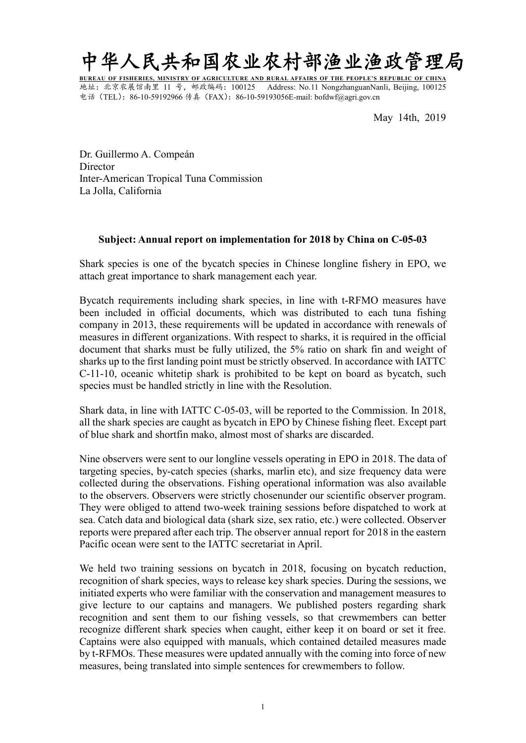# 中华人民共和国农业农村部渔业渔政管理局

**BUREAU OF FISHERIES, MINISTRY OF AGRICULTURE AND RURAL AFFAIRS OF THE PEOPLE'S REPUBLIC OF CHINA**

地址：北京农展馆南里 11 号，邮政编码：100125 Address: No.11 NongzhanguanNanli, Beijing, 100125

电话（TEL）：86-10-59192966 传真（FAX）：86-10-59193056E-mail: bofdwf@agri.gov.cn

May 14th, 2019

Dr. Guillermo A. Compeán
Director
Inter-American Tropical Tuna Commission
La Jolla, California

**Subject: Annual report on implementation for 2018 by China on C-05-03**

Shark species is one of the bycatch species in Chinese longline fishery in EPO, we attach great importance to shark management each year.

Bycatch requirements including shark species, in line with t-RFMO measures have been included in official documents, which was distributed to each tuna fishing company in 2013, these requirements will be updated in accordance with renewals of measures in different organizations. With respect to sharks, it is required in the official document that sharks must be fully utilized, the 5% ratio on shark fin and weight of sharks up to the first landing point must be strictly observed. In accordance with IATTC C-11-10, oceanic whitetip shark is prohibited to be kept on board as bycatch, such species must be handled strictly in line with the Resolution.

Shark data, in line with IATTC C-05-03, will be reported to the Commission. In 2018, all the shark species are caught as bycatch in EPO by Chinese fishing fleet. Except part of blue shark and shortfin mako, almost most of sharks are discarded.

Nine observers were sent to our longline vessels operating in EPO in 2018. The data of targeting species, by-catch species (sharks, marlin etc), and size frequency data were collected during the observations. Fishing operational information was also available to the observers. Observers were strictly chosenunder our scientific observer program. They were obliged to attend two-week training sessions before dispatched to work at sea. Catch data and biological data (shark size, sex ratio, etc.) were collected. Observer reports were prepared after each trip. The observer annual report for 2018 in the eastern Pacific ocean were sent to the IATTC secretariat in April.

We held two training sessions on bycatch in 2018, focusing on bycatch reduction, recognition of shark species, ways to release key shark species. During the sessions, we initiated experts who were familiar with the conservation and management measures to give lecture to our captains and managers. We published posters regarding shark recognition and sent them to our fishing vessels, so that crewmembers can better recognize different shark species when caught, either keep it on board or set it free. Captains were also equipped with manuals, which contained detailed measures made by t-RFMOs. These measures were updated annually with the coming into force of new measures, being translated into simple sentences for crewmembers to follow.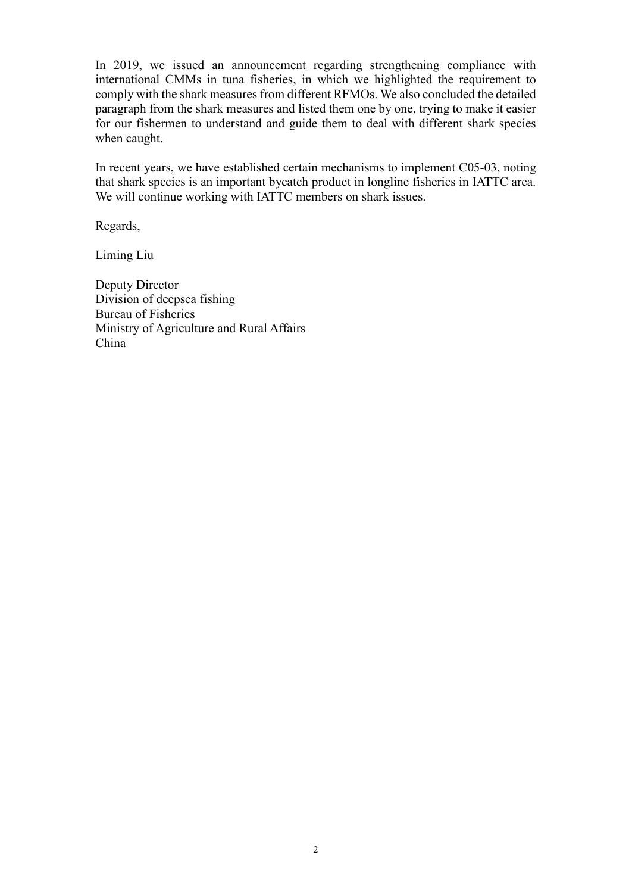In 2019, we issued an announcement regarding strengthening compliance with international CMMs in tuna fisheries, in which we highlighted the requirement to comply with the shark measures from different RFMOs. We also concluded the detailed paragraph from the shark measures and listed them one by one, trying to make it easier for our fishermen to understand and guide them to deal with different shark species when caught.

In recent years, we have established certain mechanisms to implement C05-03, noting that shark species is an important bycatch product in longline fisheries in IATTC area. We will continue working with IATTC members on shark issues.

Regards,

Liming Liu

Deputy Director
Division of deepsea fishing
Bureau of Fisheries
Ministry of Agriculture and Rural Affairs
China